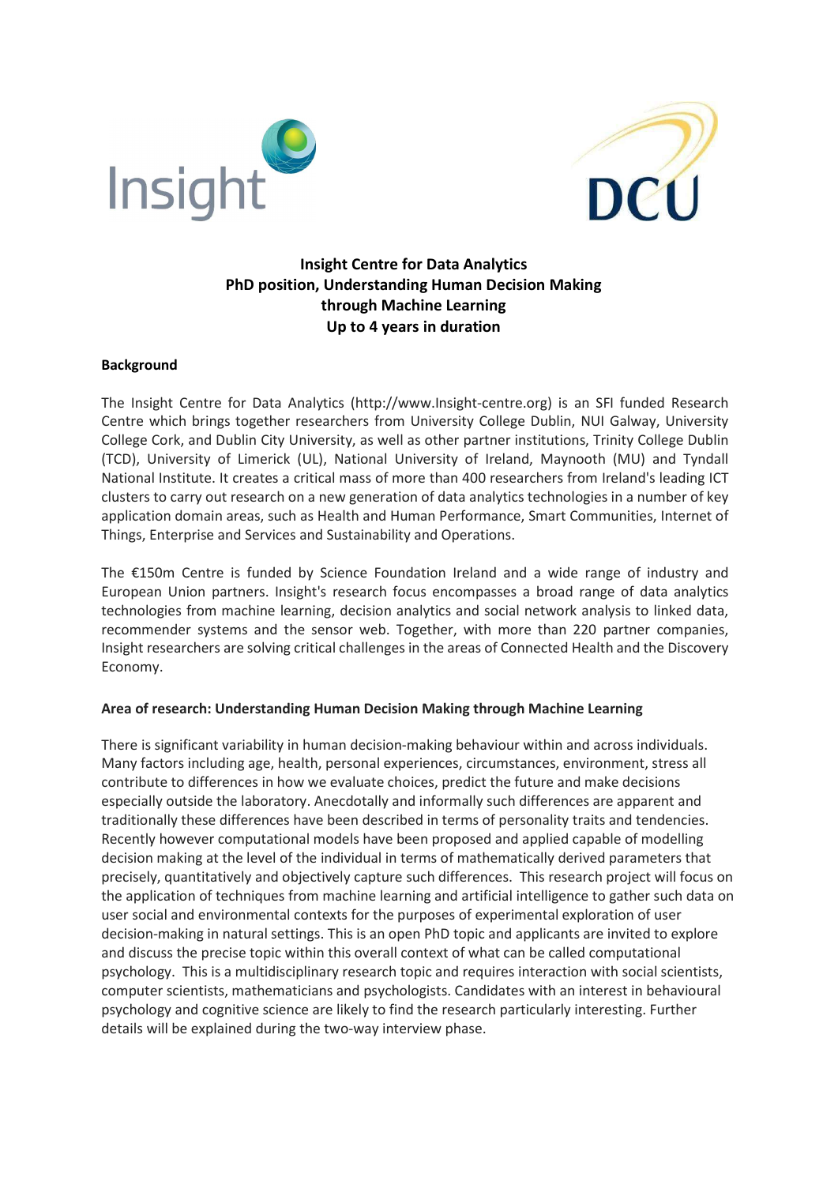**Insight Centre for Data Analytics**
**PhD position, Understanding Human Decision Making through Machine Learning**
**Up to 4 years in duration**

## Background

The Insight Centre for Data Analytics (http://www.Insight-centre.org) is an SFI funded Research Centre which brings together researchers from University College Dublin, NUI Galway, University College Cork, and Dublin City University, as well as other partner institutions, Trinity College Dublin (TCD), University of Limerick (UL), National University of Ireland, Maynooth (MU) and Tyndall National Institute. It creates a critical mass of more than 400 researchers from Ireland's leading ICT clusters to carry out research on a new generation of data analytics technologies in a number of key application domain areas, such as Health and Human Performance, Smart Communities, Internet of Things, Enterprise and Services and Sustainability and Operations.

The €150m Centre is funded by Science Foundation Ireland and a wide range of industry and European Union partners. Insight's research focus encompasses a broad range of data analytics technologies from machine learning, decision analytics and social network analysis to linked data, recommender systems and the sensor web. Together, with more than 220 partner companies, Insight researchers are solving critical challenges in the areas of Connected Health and the Discovery Economy.

## Area of research: Understanding Human Decision Making through Machine Learning

There is significant variability in human decision-making behaviour within and across individuals. Many factors including age, health, personal experiences, circumstances, environment, stress all contribute to differences in how we evaluate choices, predict the future and make decisions especially outside the laboratory. Anecdotally and informally such differences are apparent and traditionally these differences have been described in terms of personality traits and tendencies. Recently however computational models have been proposed and applied capable of modelling decision making at the level of the individual in terms of mathematically derived parameters that precisely, quantitatively and objectively capture such differences. This research project will focus on the application of techniques from machine learning and artificial intelligence to gather such data on user social and environmental contexts for the purposes of experimental exploration of user decision-making in natural settings. This is an open PhD topic and applicants are invited to explore and discuss the precise topic within this overall context of what can be called computational psychology. This is a multidisciplinary research topic and requires interaction with social scientists, computer scientists, mathematicians and psychologists. Candidates with an interest in behavioural psychology and cognitive science are likely to find the research particularly interesting. Further details will be explained during the two-way interview phase.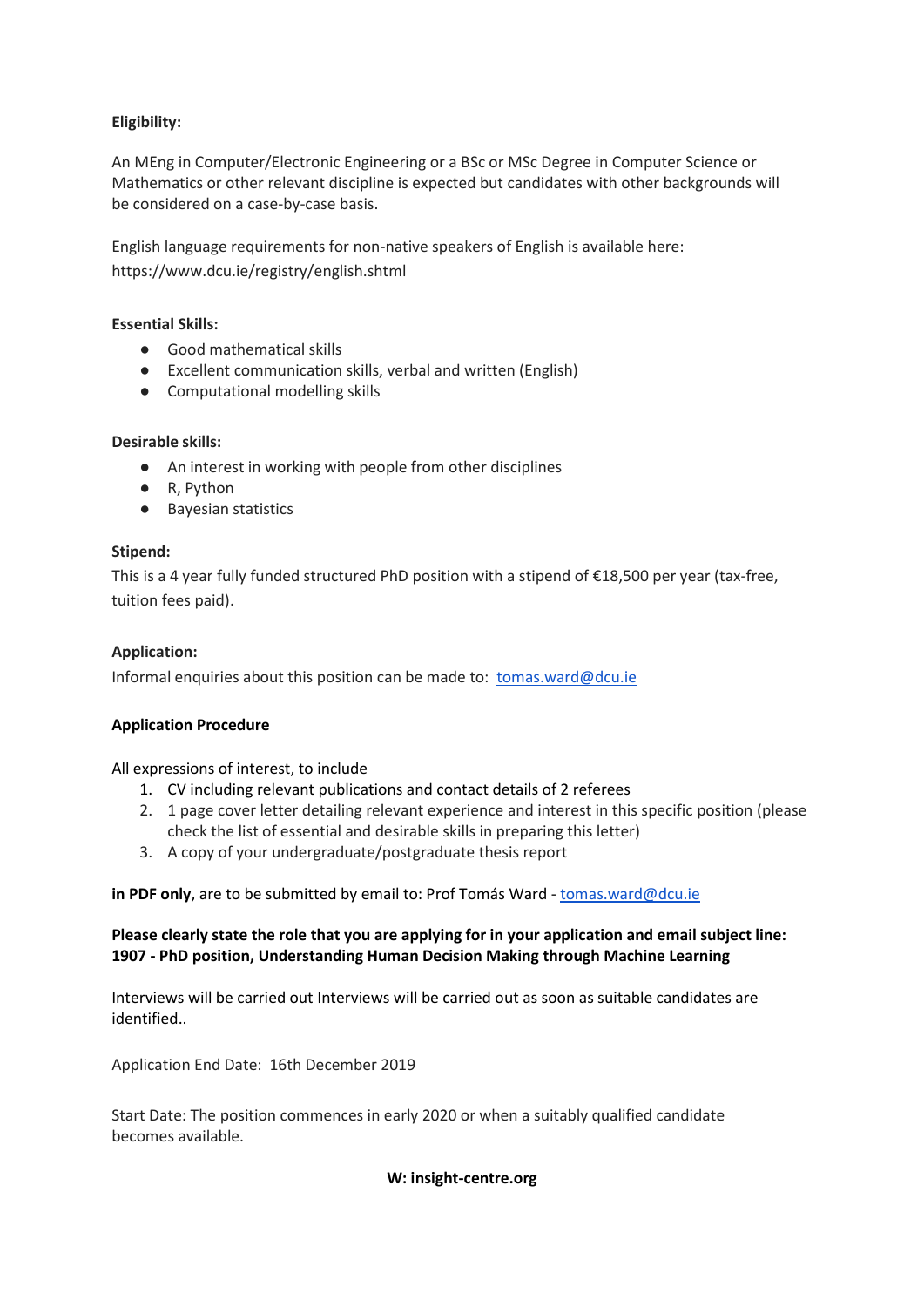**Eligibility:**

An MEng in Computer/Electronic Engineering or a BSc or MSc Degree in Computer Science or Mathematics or other relevant discipline is expected but candidates with other backgrounds will be considered on a case-by-case basis.

English language requirements for non-native speakers of English is available here: https://www.dcu.ie/registry/english.shtml

**Essential Skills:**

- Good mathematical skills
- Excellent communication skills, verbal and written (English)
- Computational modelling skills

**Desirable skills:**

- An interest in working with people from other disciplines
- R, Python
- Bayesian statistics

**Stipend:**

This is a 4 year fully funded structured PhD position with a stipend of €18,500 per year (tax-free, tuition fees paid).

**Application:**

Informal enquiries about this position can be made to: tomas.ward@dcu.ie

**Application Procedure**

All expressions of interest, to include

1. CV including relevant publications and contact details of 2 referees
2. 1 page cover letter detailing relevant experience and interest in this specific position (please check the list of essential and desirable skills in preparing this letter)
3. A copy of your undergraduate/postgraduate thesis report

**in PDF only**, are to be submitted by email to: Prof Tomás Ward - tomas.ward@dcu.ie

**Please clearly state the role that you are applying for in your application and email subject line: 1907 - PhD position, Understanding Human Decision Making through Machine Learning**

Interviews will be carried out Interviews will be carried out as soon as suitable candidates are identified..

Application End Date: 16th December 2019

Start Date: The position commences in early 2020 or when a suitably qualified candidate becomes available.

**W: insight-centre.org**